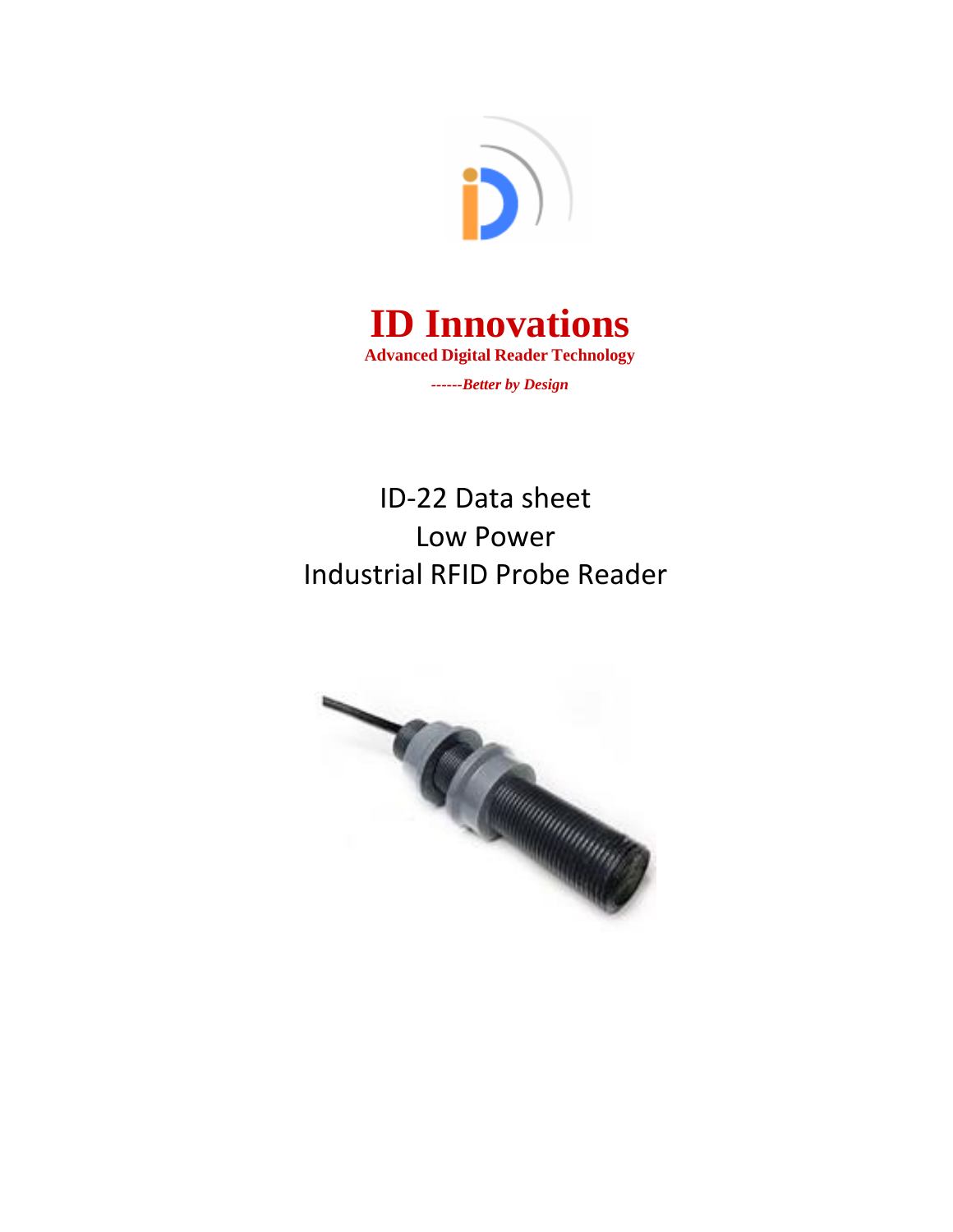# ID Innovations

**Advanced Digital Reader Technology**

***------Better by Design***

## ID-22 Data sheet
## Low Power
## Industrial RFID Probe Reader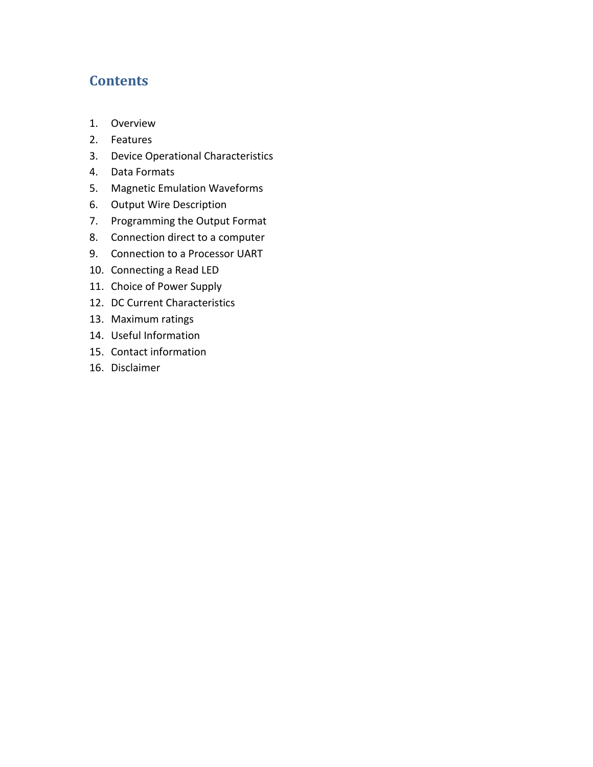# Contents

1. Overview
2. Features
3. Device Operational Characteristics
4. Data Formats
5. Magnetic Emulation Waveforms
6. Output Wire Description
7. Programming the Output Format
8. Connection direct to a computer
9. Connection to a Processor UART
10. Connecting a Read LED
11. Choice of Power Supply
12. DC Current Characteristics
13. Maximum ratings
14. Useful Information
15. Contact information
16. Disclaimer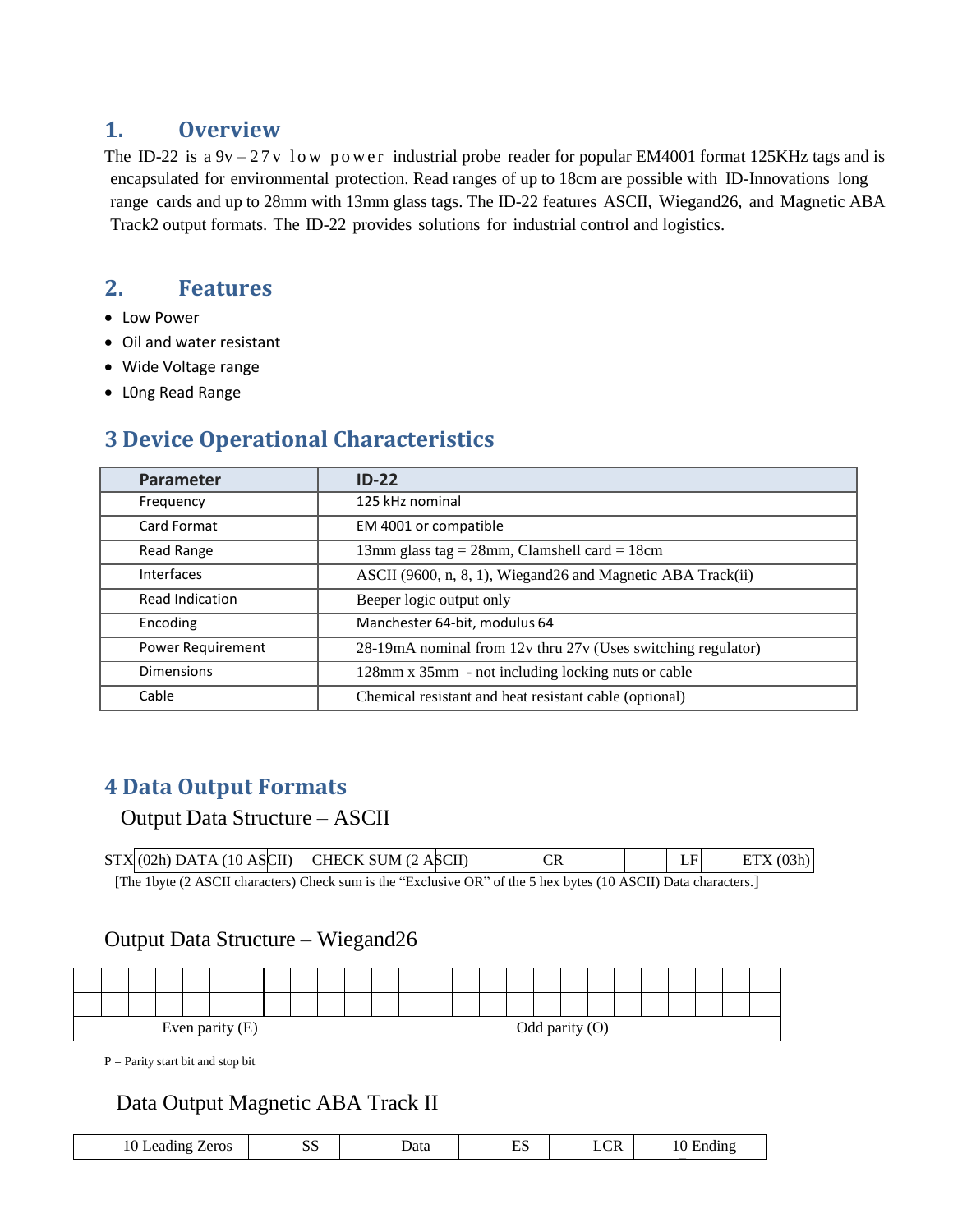## 1. Overview

The ID-22 is a 9v – 27v low power industrial probe reader for popular EM4001 format 125KHz tags and is encapsulated for environmental protection. Read ranges of up to 18cm are possible with ID-Innovations long range cards and up to 28mm with 13mm glass tags. The ID-22 features ASCII, Wiegand26, and Magnetic ABA Track2 output formats. The ID-22 provides solutions for industrial control and logistics.

## 2. Features

- Low Power
- Oil and water resistant
- Wide Voltage range
- L0ng Read Range

## 3 Device Operational Characteristics

| Parameter | ID-22 |
|---|---|
| Frequency | 125 kHz nominal |
| Card Format | EM 4001 or compatible |
| Read Range | 13mm glass tag = 28mm, Clamshell card = 18cm |
| Interfaces | ASCII (9600, n, 8, 1), Wiegand26 and Magnetic ABA Track(ii) |
| Read Indication | Beeper logic output only |
| Encoding | Manchester 64-bit, modulus 64 |
| Power Requirement | 28-19mA nominal from 12v thru 27v (Uses switching regulator) |
| Dimensions | 128mm x 35mm - not including locking nuts or cable |
| Cable | Chemical resistant and heat resistant cable (optional) |

## 4 Data Output Formats

### Output Data Structure – ASCII

| STX (02h) | DATA (10 ASCII) | CHECK SUM (2 ASCII) | CR | | LF | ETX (03h) |
|---|---|---|---|---|---|---|

[The 1byte (2 ASCII characters) Check sum is the “Exclusive OR” of the 5 hex bytes (10 ASCII) Data characters.]

### Output Data Structure – Wiegand26

| | | | | | | | | | | | | | | | | | | | | | | | | | |
|---|---|---|---|---|---|---|---|---|---|---|---|---|---|---|---|---|---|---|---|---|---|---|---|---|---|
| | | | | | | | | | | | | | | | | | | | | | | | | | |
| Even parity (E) | | | | | | | | | | | | | Odd parity (O) | | | | | | | | | | | | |

P = Parity start bit and stop bit

### Data Output Magnetic ABA Track II

| 10 Leading Zeros | SS | Data | ES | LCR | 10 Ending |
|---|---|---|---|---|---|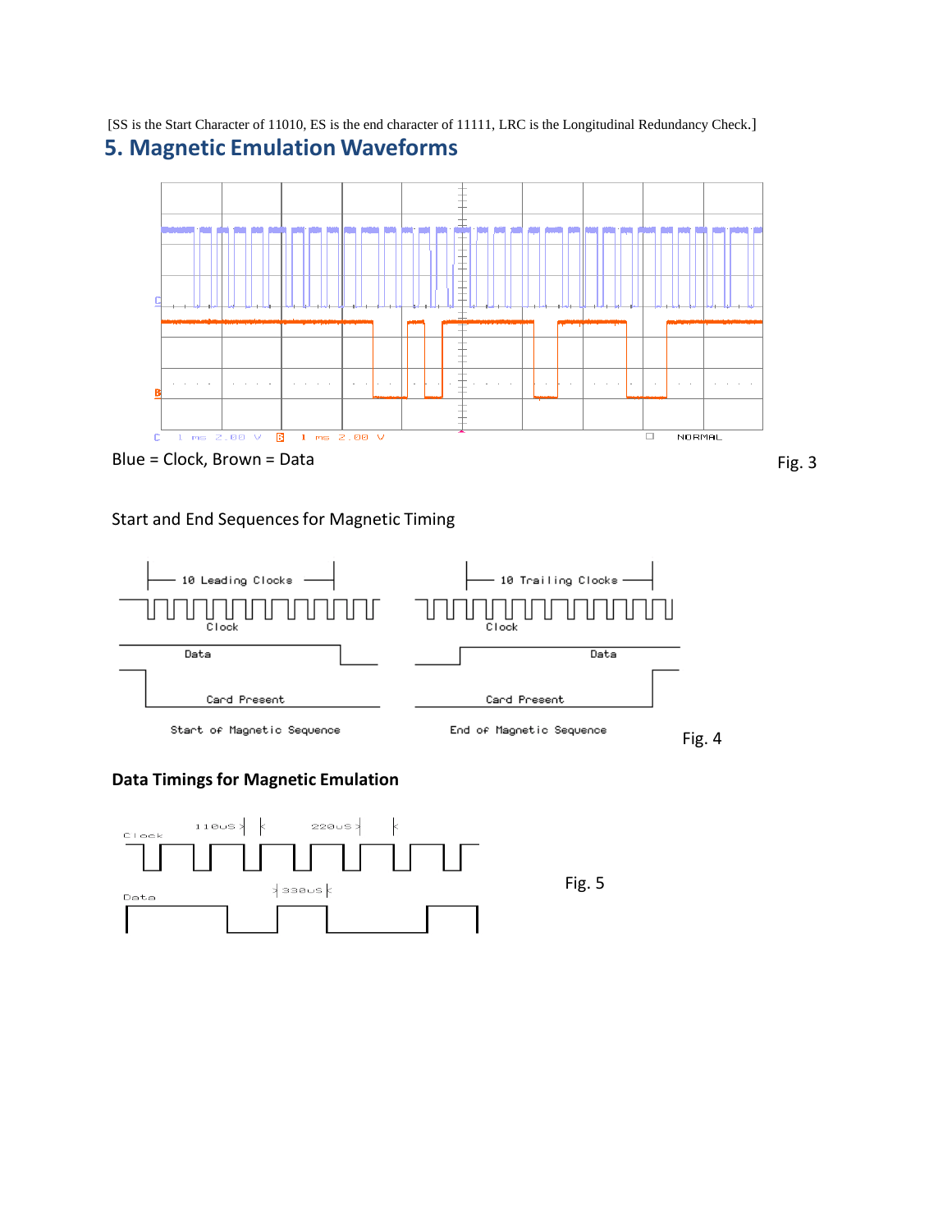[SS is the Start Character of 11010, ES is the end character of 11111, LRC is the Longitudinal Redundancy Check.]

## 5. Magnetic Emulation Waveforms

Blue = Clock, Brown = Data

Fig. 3

Start and End Sequences for Magnetic Timing

Fig. 4

### Data Timings for Magnetic Emulation

Fig. 5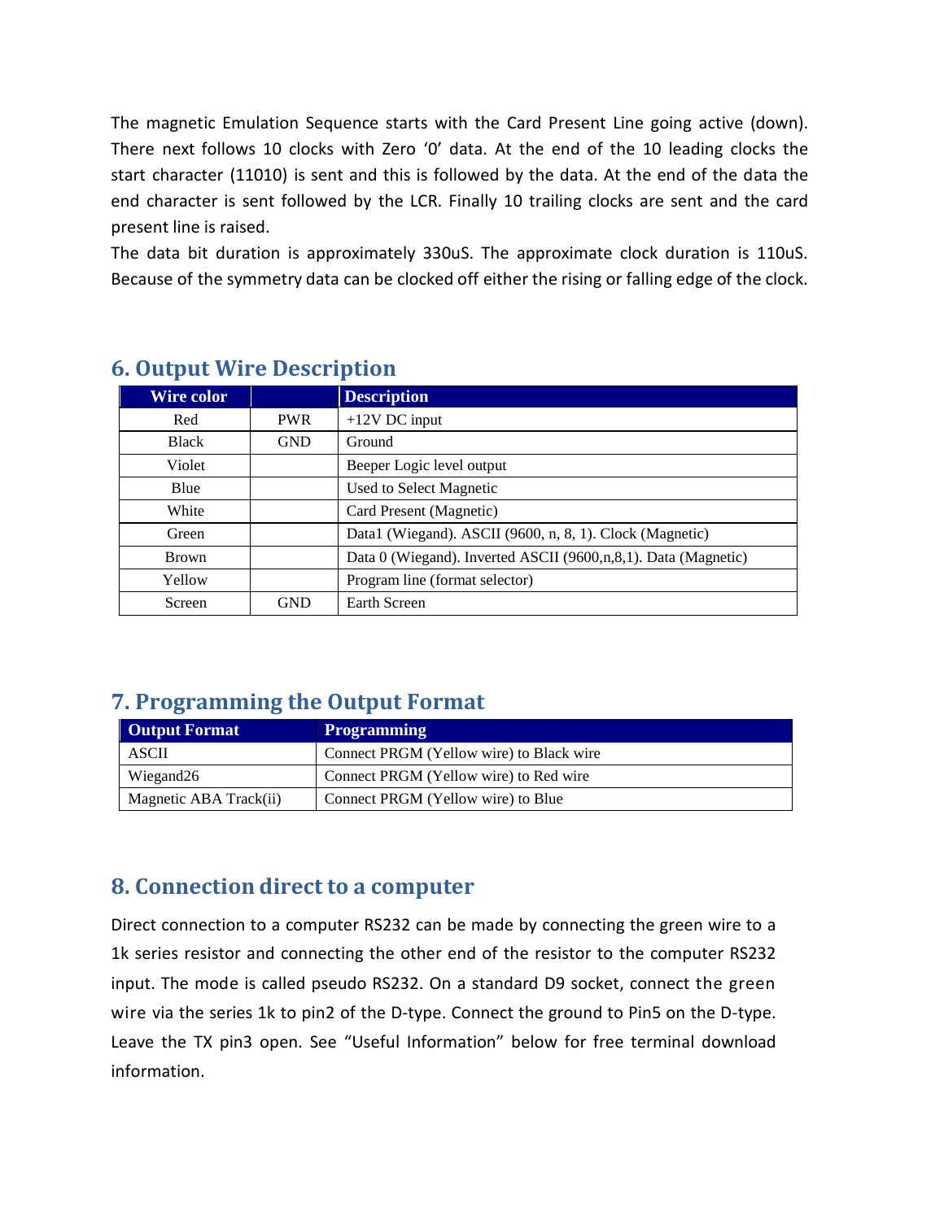The magnetic Emulation Sequence starts with the Card Present Line going active (down). There next follows 10 clocks with Zero '0' data. At the end of the 10 leading clocks the start character (11010) is sent and this is followed by the data. At the end of the data the end character is sent followed by the LCR. Finally 10 trailing clocks are sent and the card present line is raised.

The data bit duration is approximately 330uS. The approximate clock duration is 110uS. Because of the symmetry data can be clocked off either the rising or falling edge of the clock.

## 6. Output Wire Description

| Wire color | | Description |
|---|---|---|
| Red | PWR | +12V DC input |
| Black | GND | Ground |
| Violet | | Beeper Logic level output |
| Blue | | Used to Select Magnetic |
| White | | Card Present (Magnetic) |
| Green | | Data1 (Wiegand). ASCII (9600, n, 8, 1). Clock (Magnetic) |
| Brown | | Data 0 (Wiegand). Inverted ASCII (9600,n,8,1). Data (Magnetic) |
| Yellow | | Program line (format selector) |
| Screen | GND | Earth Screen |

## 7. Programming the Output Format

| Output Format | Programming |
|---|---|
| ASCII | Connect PRGM (Yellow wire) to Black wire |
| Wiegand26 | Connect PRGM (Yellow wire) to Red wire |
| Magnetic ABA Track(ii) | Connect PRGM (Yellow wire) to Blue |

## 8. Connection direct to a computer

Direct connection to a computer RS232 can be made by connecting the green wire to a 1k series resistor and connecting the other end of the resistor to the computer RS232 input. The mode is called pseudo RS232. On a standard D9 socket, connect the green wire via the series 1k to pin2 of the D-type. Connect the ground to Pin5 on the D-type. Leave the TX pin3 open. See "Useful Information" below for free terminal download information.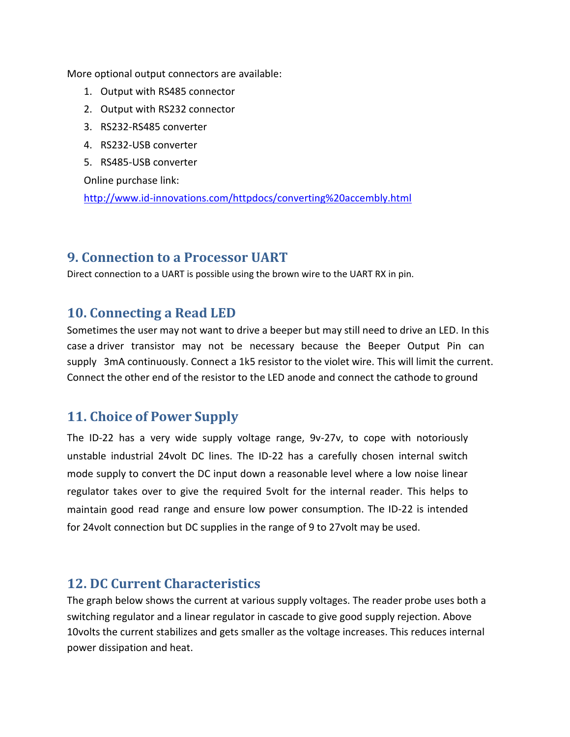More optional output connectors are available:

1. Output with RS485 connector
2. Output with RS232 connector
3. RS232-RS485 converter
4. RS232-USB converter
5. RS485-USB converter

Online purchase link:

http://www.id-innovations.com/httpdocs/converting%20accembly.html

## 9. Connection to a Processor UART

Direct connection to a UART is possible using the brown wire to the UART RX in pin.

## 10. Connecting a Read LED

Sometimes the user may not want to drive a beeper but may still need to drive an LED. In this case a driver transistor may not be necessary because the Beeper Output Pin can supply 3mA continuously. Connect a 1k5 resistor to the violet wire. This will limit the current. Connect the other end of the resistor to the LED anode and connect the cathode to ground

## 11. Choice of Power Supply

The ID-22 has a very wide supply voltage range, 9v-27v, to cope with notoriously unstable industrial 24volt DC lines. The ID-22 has a carefully chosen internal switch mode supply to convert the DC input down a reasonable level where a low noise linear regulator takes over to give the required 5volt for the internal reader. This helps to maintain good read range and ensure low power consumption. The ID-22 is intended for 24volt connection but DC supplies in the range of 9 to 27volt may be used.

## 12. DC Current Characteristics

The graph below shows the current at various supply voltages. The reader probe uses both a switching regulator and a linear regulator in cascade to give good supply rejection. Above 10volts the current stabilizes and gets smaller as the voltage increases. This reduces internal power dissipation and heat.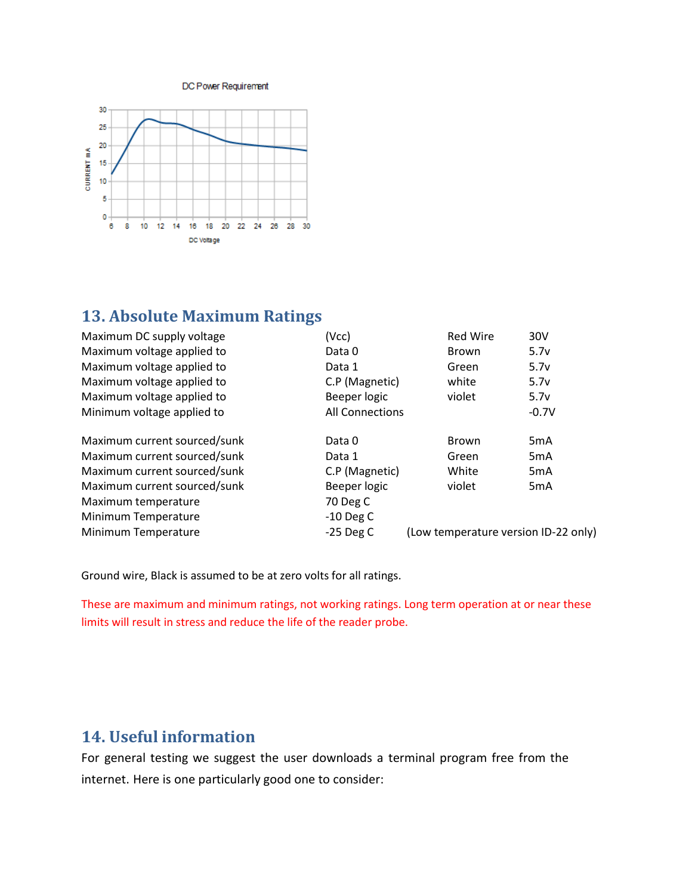DC Power Requirement

CURRENT mA

DC Voltage

## 13. Absolute Maximum Ratings

| | | | |
|---|---|---|---|
| Maximum DC supply voltage | (Vcc) | Red Wire | 30V |
| Maximum voltage applied to | Data 0 | Brown | 5.7v |
| Maximum voltage applied to | Data 1 | Green | 5.7v |
| Maximum voltage applied to | C.P (Magnetic) | white | 5.7v |
| Maximum voltage applied to | Beeper logic | violet | 5.7v |
| Minimum voltage applied to | All Connections | | -0.7V |

| | | | |
|---|---|---|---|
| Maximum current sourced/sunk | Data 0 | Brown | 5mA |
| Maximum current sourced/sunk | Data 1 | Green | 5mA |
| Maximum current sourced/sunk | C.P (Magnetic) | White | 5mA |
| Maximum current sourced/sunk | Beeper logic | violet | 5mA |
| Maximum temperature | 70 Deg C | | |
| Minimum Temperature | -10 Deg C | | |
| Minimum Temperature | -25 Deg C | (Low temperature version ID-22 only) | |

Ground wire, Black is assumed to be at zero volts for all ratings.

These are maximum and minimum ratings, not working ratings. Long term operation at or near these limits will result in stress and reduce the life of the reader probe.

## 14. Useful information

For general testing we suggest the user downloads a terminal program free from the internet. Here is one particularly good one to consider: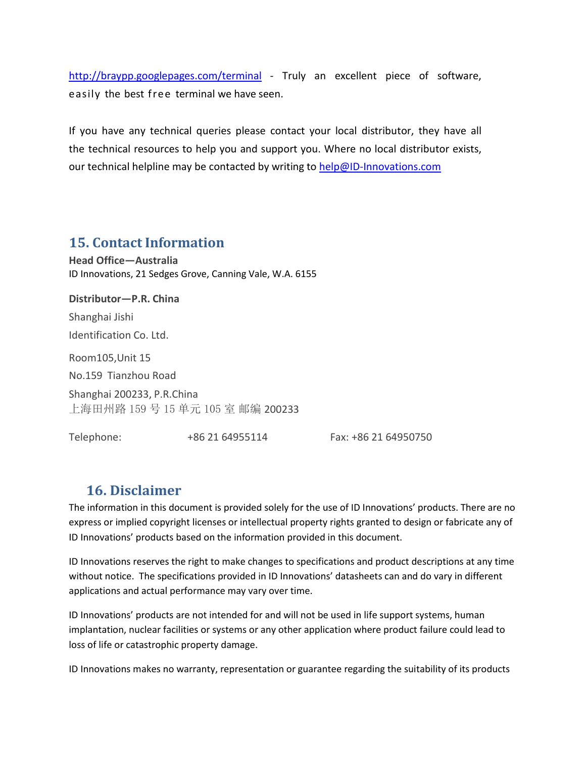http://braypp.googlepages.com/terminal - Truly an excellent piece of software, easily the best free terminal we have seen.

If you have any technical queries please contact your local distributor, they have all the technical resources to help you and support you. Where no local distributor exists, our technical helpline may be contacted by writing to help@ID-Innovations.com

## 15. Contact Information

**Head Office—Australia**

ID Innovations, 21 Sedges Grove, Canning Vale, W.A. 6155

**Distributor—P.R. China**

Shanghai Jishi

Identification Co. Ltd.

Room105,Unit 15

No.159 Tianzhou Road

Shanghai 200233, P.R.China

上海田州路 159 号 15 单元 105 室 邮编 200233

Telephone: +86 21 64955114 Fax: +86 21 64950750

## 16. Disclaimer

The information in this document is provided solely for the use of ID Innovations' products. There are no express or implied copyright licenses or intellectual property rights granted to design or fabricate any of ID Innovations' products based on the information provided in this document.

ID Innovations reserves the right to make changes to specifications and product descriptions at any time without notice. The specifications provided in ID Innovations' datasheets can and do vary in different applications and actual performance may vary over time.

ID Innovations' products are not intended for and will not be used in life support systems, human implantation, nuclear facilities or systems or any other application where product failure could lead to loss of life or catastrophic property damage.

ID Innovations makes no warranty, representation or guarantee regarding the suitability of its products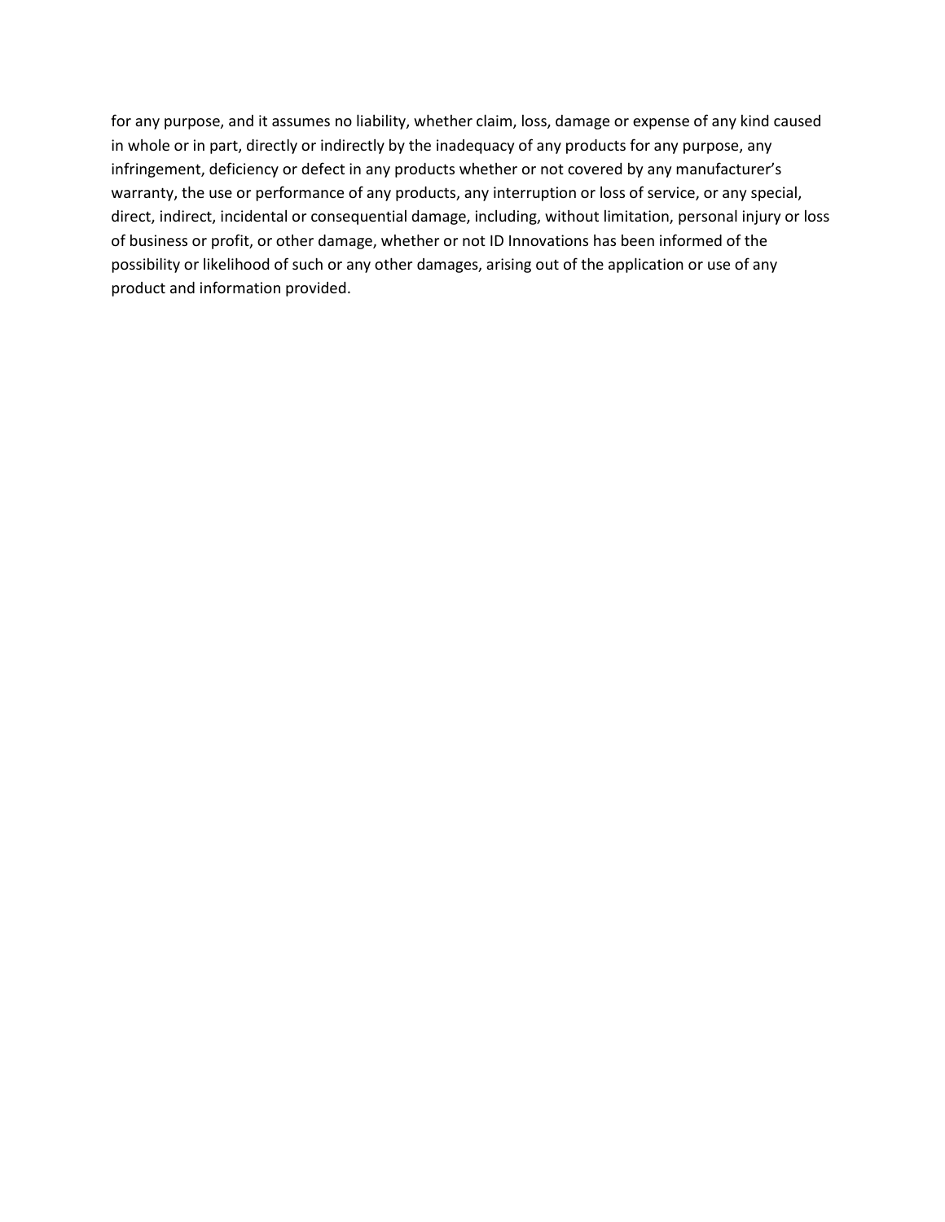for any purpose, and it assumes no liability, whether claim, loss, damage or expense of any kind caused in whole or in part, directly or indirectly by the inadequacy of any products for any purpose, any infringement, deficiency or defect in any products whether or not covered by any manufacturer's warranty, the use or performance of any products, any interruption or loss of service, or any special, direct, indirect, incidental or consequential damage, including, without limitation, personal injury or loss of business or profit, or other damage, whether or not ID Innovations has been informed of the possibility or likelihood of such or any other damages, arising out of the application or use of any product and information provided.